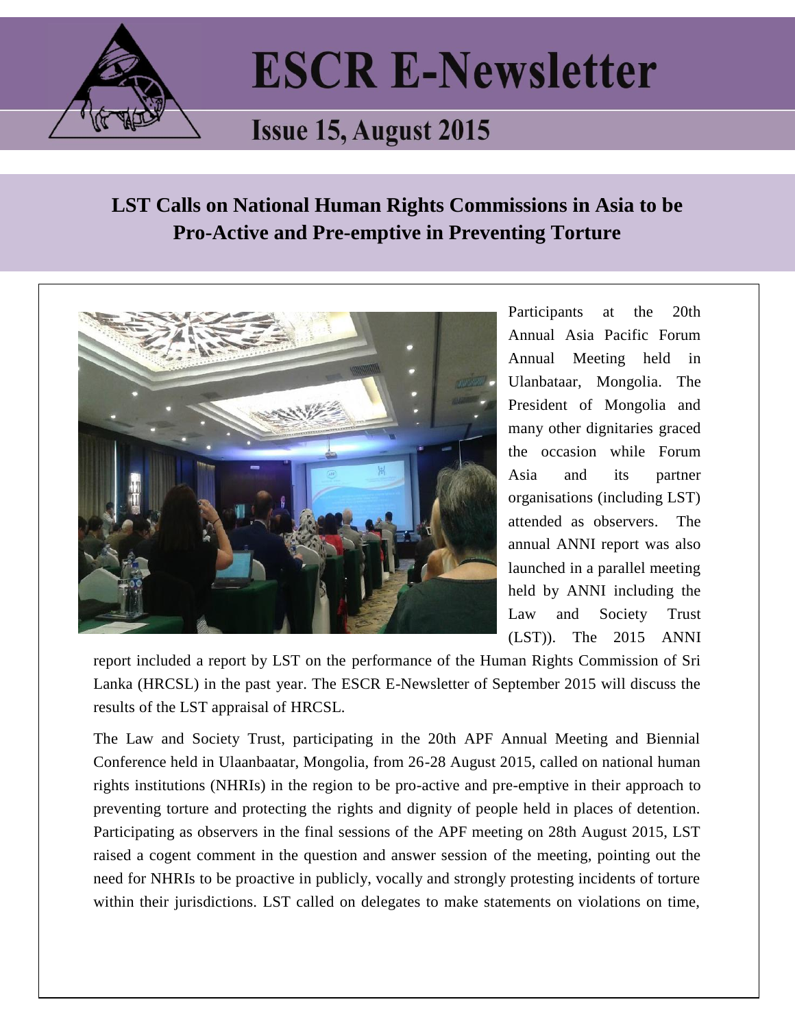# ESCR E-Newsletter

## Issue 15, August 2015

## LST Calls on National Human Rights Commissions in Asia to be Pro-Active and Pre-emptive in Preventing Torture

Participants at the 20th Annual Asia Pacific Forum Annual Meeting held in Ulanbataar, Mongolia. The President of Mongolia and many other dignitaries graced the occasion while Forum Asia and its partner organisations (including LST) attended as observers. The annual ANNI report was also launched in a parallel meeting held by ANNI including the Law and Society Trust (LST)). The 2015 ANNI report included a report by LST on the performance of the Human Rights Commission of Sri Lanka (HRCSL) in the past year. The ESCR E-Newsletter of September 2015 will discuss the results of the LST appraisal of HRCSL.

The Law and Society Trust, participating in the 20th APF Annual Meeting and Biennial Conference held in Ulaanbaatar, Mongolia, from 26-28 August 2015, called on national human rights institutions (NHRIs) in the region to be pro-active and pre-emptive in their approach to preventing torture and protecting the rights and dignity of people held in places of detention. Participating as observers in the final sessions of the APF meeting on 28th August 2015, LST raised a cogent comment in the question and answer session of the meeting, pointing out the need for NHRIs to be proactive in publicly, vocally and strongly protesting incidents of torture within their jurisdictions. LST called on delegates to make statements on violations on time,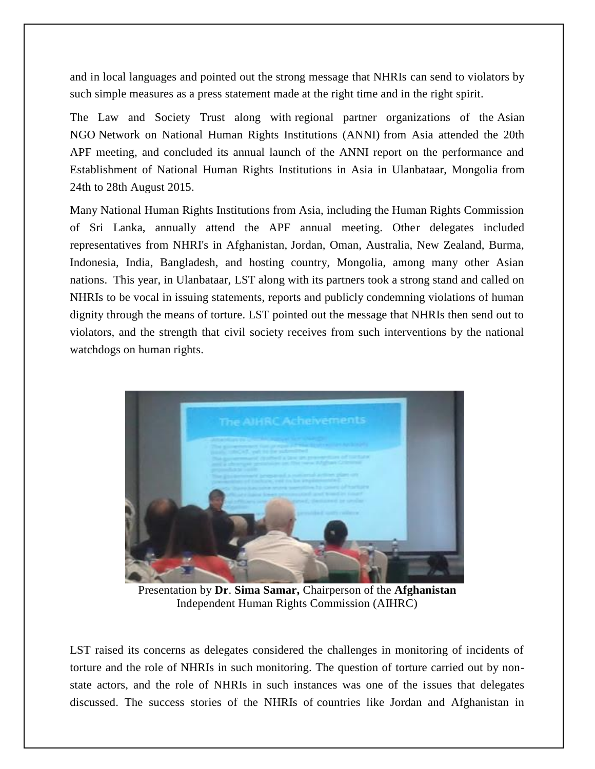and in local languages and pointed out the strong message that NHRIs can send to violators by such simple measures as a press statement made at the right time and in the right spirit.

The Law and Society Trust along with regional partner organizations of the Asian NGO Network on National Human Rights Institutions (ANNI) from Asia attended the 20th APF meeting, and concluded its annual launch of the ANNI report on the performance and Establishment of National Human Rights Institutions in Asia in Ulanbataar, Mongolia from 24th to 28th August 2015.

Many National Human Rights Institutions from Asia, including the Human Rights Commission of Sri Lanka, annually attend the APF annual meeting. Other delegates included representatives from NHRI's in Afghanistan, Jordan, Oman, Australia, New Zealand, Burma, Indonesia, India, Bangladesh, and hosting country, Mongolia, among many other Asian nations. This year, in Ulanbataar, LST along with its partners took a strong stand and called on NHRIs to be vocal in issuing statements, reports and publicly condemning violations of human dignity through the means of torture. LST pointed out the message that NHRIs then send out to violators, and the strength that civil society receives from such interventions by the national watchdogs on human rights.

Presentation by **Dr**. **Sima Samar,** Chairperson of the **Afghanistan** Independent Human Rights Commission (AIHRC)

LST raised its concerns as delegates considered the challenges in monitoring of incidents of torture and the role of NHRIs in such monitoring. The question of torture carried out by non-state actors, and the role of NHRIs in such instances was one of the issues that delegates discussed. The success stories of the NHRIs of countries like Jordan and Afghanistan in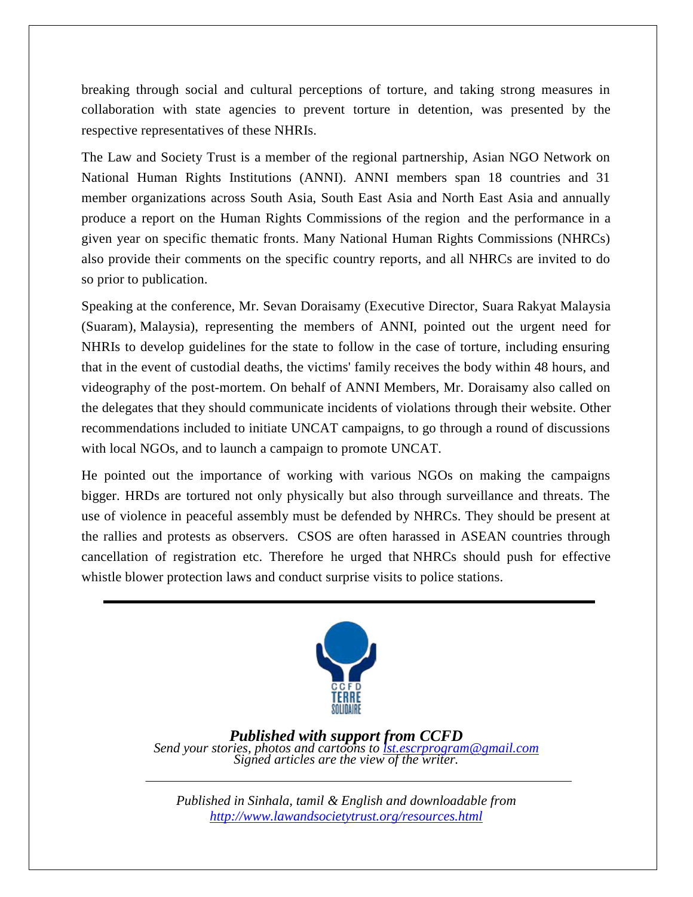breaking through social and cultural perceptions of torture, and taking strong measures in collaboration with state agencies to prevent torture in detention, was presented by the respective representatives of these NHRIs.

The Law and Society Trust is a member of the regional partnership, Asian NGO Network on National Human Rights Institutions (ANNI). ANNI members span 18 countries and 31 member organizations across South Asia, South East Asia and North East Asia and annually produce a report on the Human Rights Commissions of the region and the performance in a given year on specific thematic fronts. Many National Human Rights Commissions (NHRCs) also provide their comments on the specific country reports, and all NHRCs are invited to do so prior to publication.

Speaking at the conference, Mr. Sevan Doraisamy (Executive Director, Suara Rakyat Malaysia (Suaram), Malaysia), representing the members of ANNI, pointed out the urgent need for NHRIs to develop guidelines for the state to follow in the case of torture, including ensuring that in the event of custodial deaths, the victims' family receives the body within 48 hours, and videography of the post-mortem. On behalf of ANNI Members, Mr. Doraisamy also called on the delegates that they should communicate incidents of violations through their website. Other recommendations included to initiate UNCAT campaigns, to go through a round of discussions with local NGOs, and to launch a campaign to promote UNCAT.

He pointed out the importance of working with various NGOs on making the campaigns bigger. HRDs are tortured not only physically but also through surveillance and threats. The use of violence in peaceful assembly must be defended by NHRCs. They should be present at the rallies and protests as observers. CSOS are often harassed in ASEAN countries through cancellation of registration etc. Therefore he urged that NHRCs should push for effective whistle blower protection laws and conduct surprise visits to police stations.

---

CCFD TERRE SOLIDAIRE

***Published with support from CCFD***

*Send your stories, photos and cartoons to lst.escrprogram@gmail.com*

*Signed articles are the view of the writer.*

---

*Published in Sinhala, tamil & English and downloadable from http://www.lawandsocietytrust.org/resources.html*